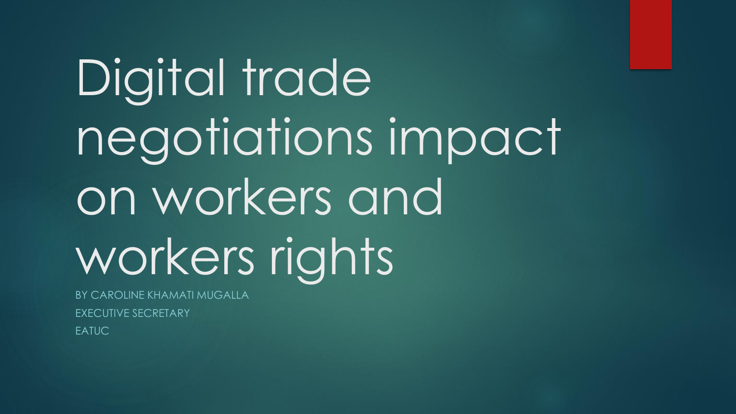# Digital trade negotiations impact on workers and workers rights

BY CAROLINE KHAMATI MUGALLA

EXECUTIVE SECRETARY

EATUC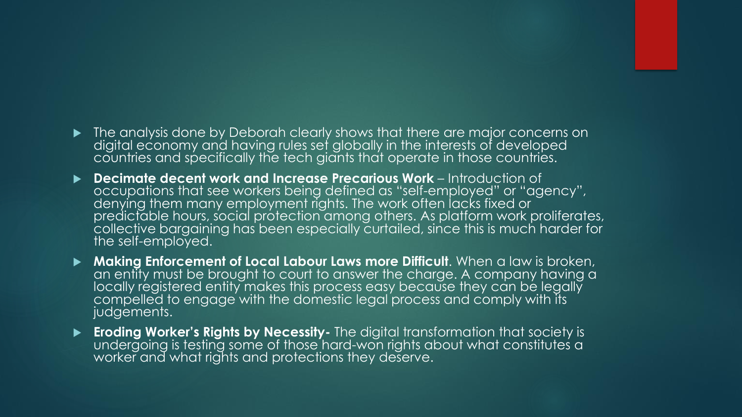- The analysis done by Deborah clearly shows that there are major concerns on digital economy and having rules set globally in the interests of developed countries and specifically the tech giants that operate in those countries.
- **Decimate decent work and Increase Precarious Work** – Introduction of occupations that see workers being defined as "self-employed" or "agency", denying them many employment rights. The work often lacks fixed or predictable hours, social protection among others. As platform work proliferates, collective bargaining has been especially curtailed, since this is much harder for the self-employed.
- **Making Enforcement of Local Labour Laws more Difficult**. When a law is broken, an entity must be brought to court to answer the charge. A company having a locally registered entity makes this process easy because they can be legally compelled to engage with the domestic legal process and comply with its judgements.
- **Eroding Worker's Rights by Necessity-** The digital transformation that society is undergoing is testing some of those hard-won rights about what constitutes a worker and what rights and protections they deserve.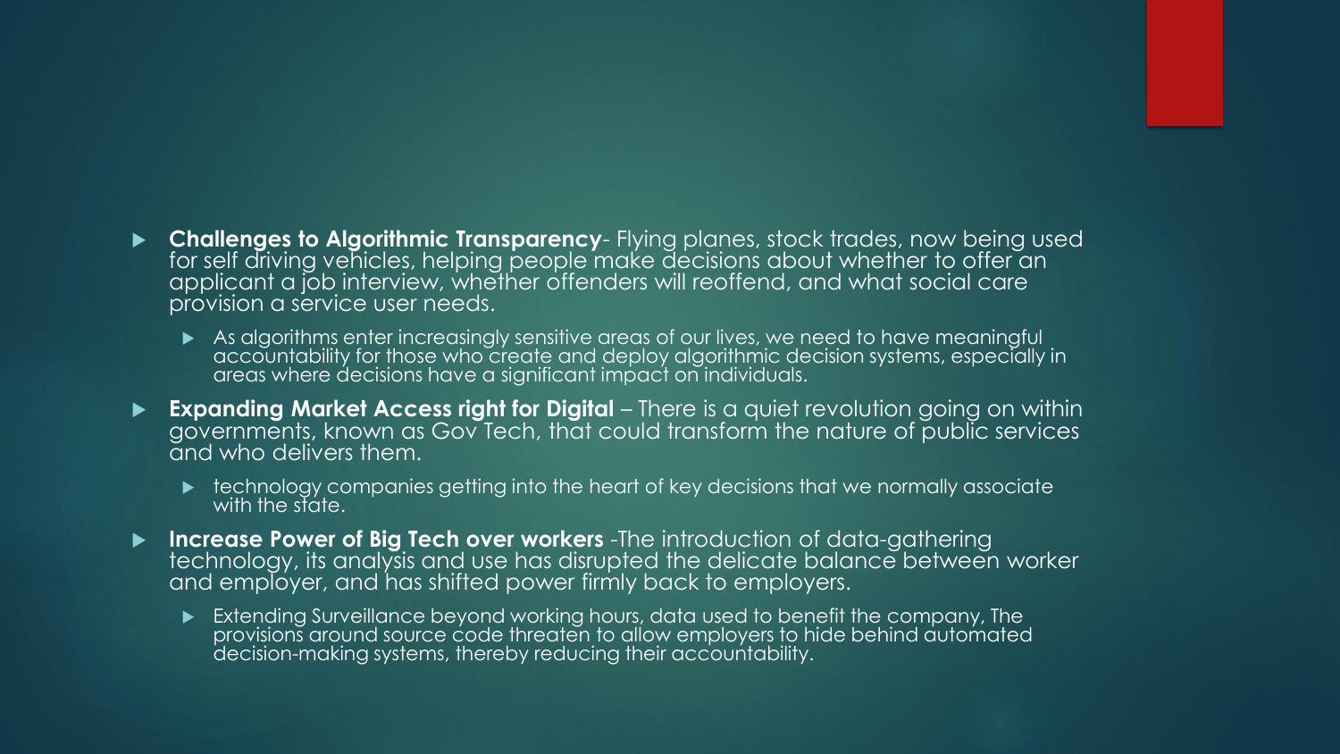- **Challenges to Algorithmic Transparency**- Flying planes, stock trades, now being used for self driving vehicles, helping people make decisions about whether to offer an applicant a job interview, whether offenders will reoffend, and what social care provision a service user needs.
  - As algorithms enter increasingly sensitive areas of our lives, we need to have meaningful accountability for those who create and deploy algorithmic decision systems, especially in areas where decisions have a significant impact on individuals.
- **Expanding Market Access right for Digital** – There is a quiet revolution going on within governments, known as Gov Tech, that could transform the nature of public services and who delivers them.
  - technology companies getting into the heart of key decisions that we normally associate with the state.
- **Increase Power of Big Tech over workers** -The introduction of data-gathering technology, its analysis and use has disrupted the delicate balance between worker and employer, and has shifted power firmly back to employers.
  - Extending Surveillance beyond working hours, data used to benefit the company, The provisions around source code threaten to allow employers to hide behind automated decision-making systems, thereby reducing their accountability.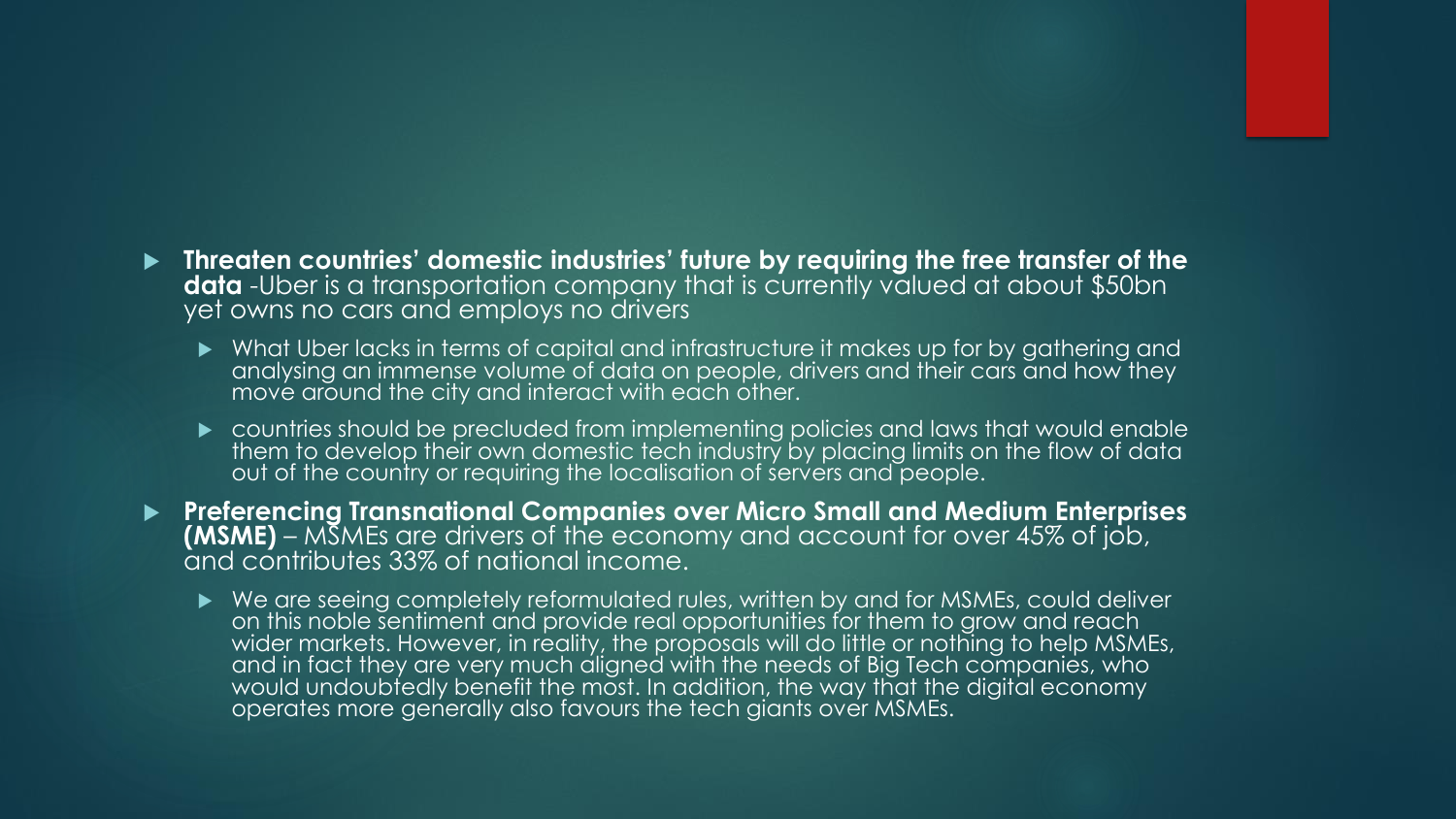- **Threaten countries' domestic industries' future by requiring the free transfer of the data** -Uber is a transportation company that is currently valued at about $50bn yet owns no cars and employs no drivers
  - What Uber lacks in terms of capital and infrastructure it makes up for by gathering and analysing an immense volume of data on people, drivers and their cars and how they move around the city and interact with each other.
  - countries should be precluded from implementing policies and laws that would enable them to develop their own domestic tech industry by placing limits on the flow of data out of the country or requiring the localisation of servers and people.
- **Preferencing Transnational Companies over Micro Small and Medium Enterprises (MSME)** – MSMEs are drivers of the economy and account for over 45% of job, and contributes 33% of national income.
  - We are seeing completely reformulated rules, written by and for MSMEs, could deliver on this noble sentiment and provide real opportunities for them to grow and reach wider markets. However, in reality, the proposals will do little or nothing to help MSMEs, and in fact they are very much aligned with the needs of Big Tech companies, who would undoubtedly benefit the most. In addition, the way that the digital economy operates more generally also favours the tech giants over MSMEs.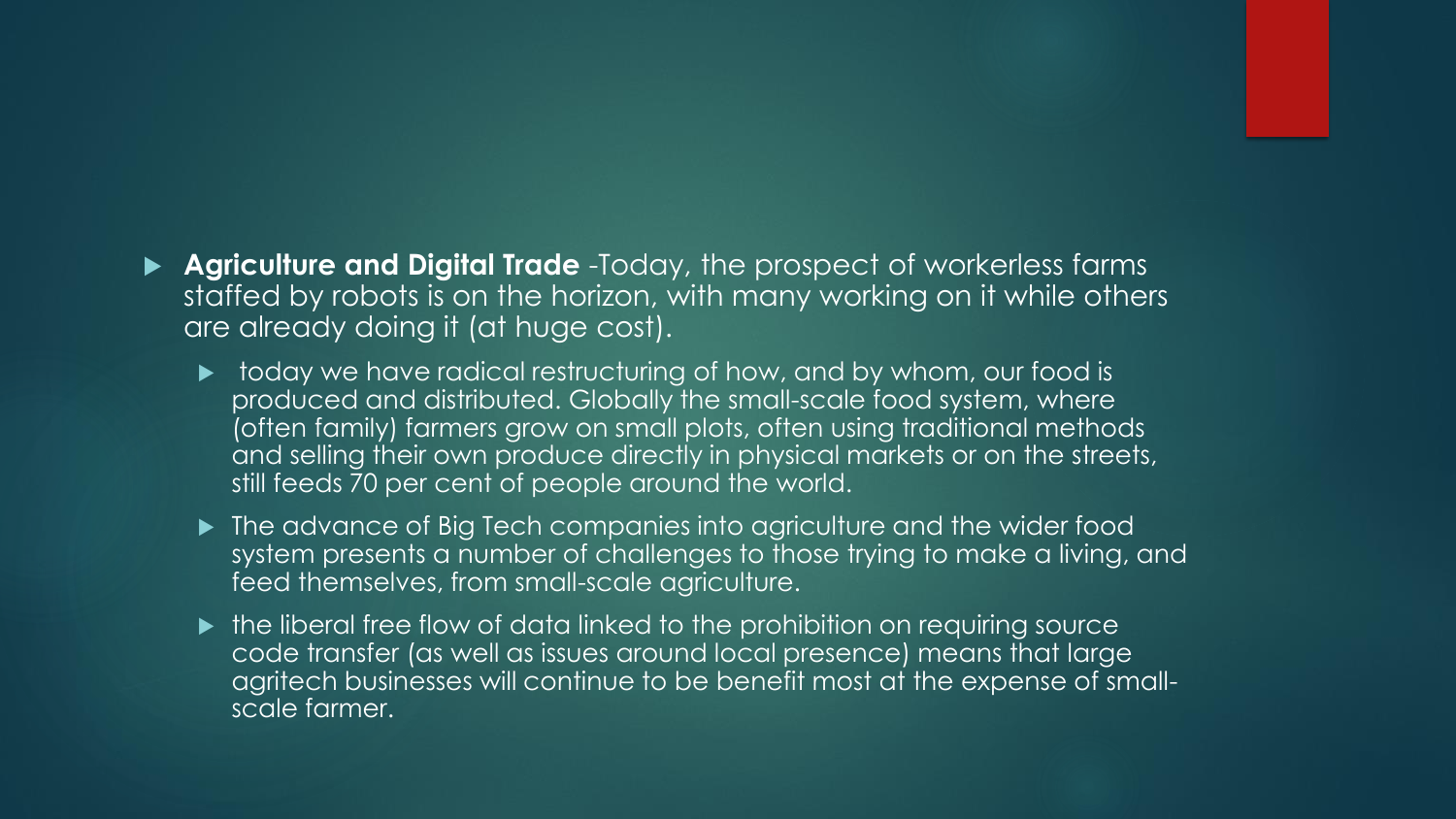- **Agriculture and Digital Trade** -Today, the prospect of workerless farms staffed by robots is on the horizon, with many working on it while others are already doing it (at huge cost).
  - today we have radical restructuring of how, and by whom, our food is produced and distributed. Globally the small-scale food system, where (often family) farmers grow on small plots, often using traditional methods and selling their own produce directly in physical markets or on the streets, still feeds 70 per cent of people around the world.
  - The advance of Big Tech companies into agriculture and the wider food system presents a number of challenges to those trying to make a living, and feed themselves, from small-scale agriculture.
  - the liberal free flow of data linked to the prohibition on requiring source code transfer (as well as issues around local presence) means that large agritech businesses will continue to be benefit most at the expense of small-scale farmer.